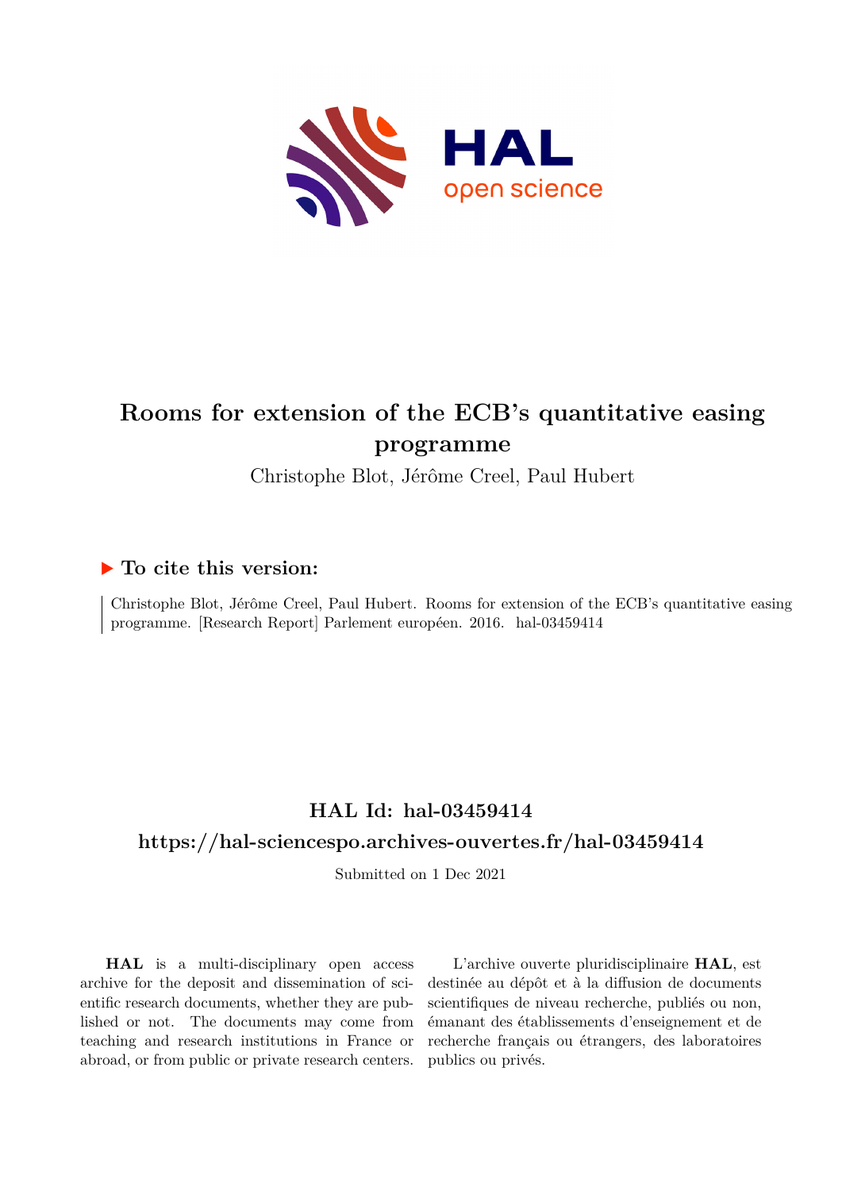# Rooms for extension of the ECB's quantitative easing programme

Christophe Blot, Jérôme Creel, Paul Hubert

## ▶ To cite this version:

Christophe Blot, Jérôme Creel, Paul Hubert. Rooms for extension of the ECB's quantitative easing programme. [Research Report] Parlement européen. 2016. hal-03459414

## HAL Id: hal-03459414

## https://hal-sciencespo.archives-ouvertes.fr/hal-03459414

Submitted on 1 Dec 2021

**HAL** is a multi-disciplinary open access archive for the deposit and dissemination of scientific research documents, whether they are published or not. The documents may come from teaching and research institutions in France or abroad, or from public or private research centers.

L'archive ouverte pluridisciplinaire **HAL**, est destinée au dépôt et à la diffusion de documents scientifiques de niveau recherche, publiés ou non, émanant des établissements d'enseignement et de recherche français ou étrangers, des laboratoires publics ou privés.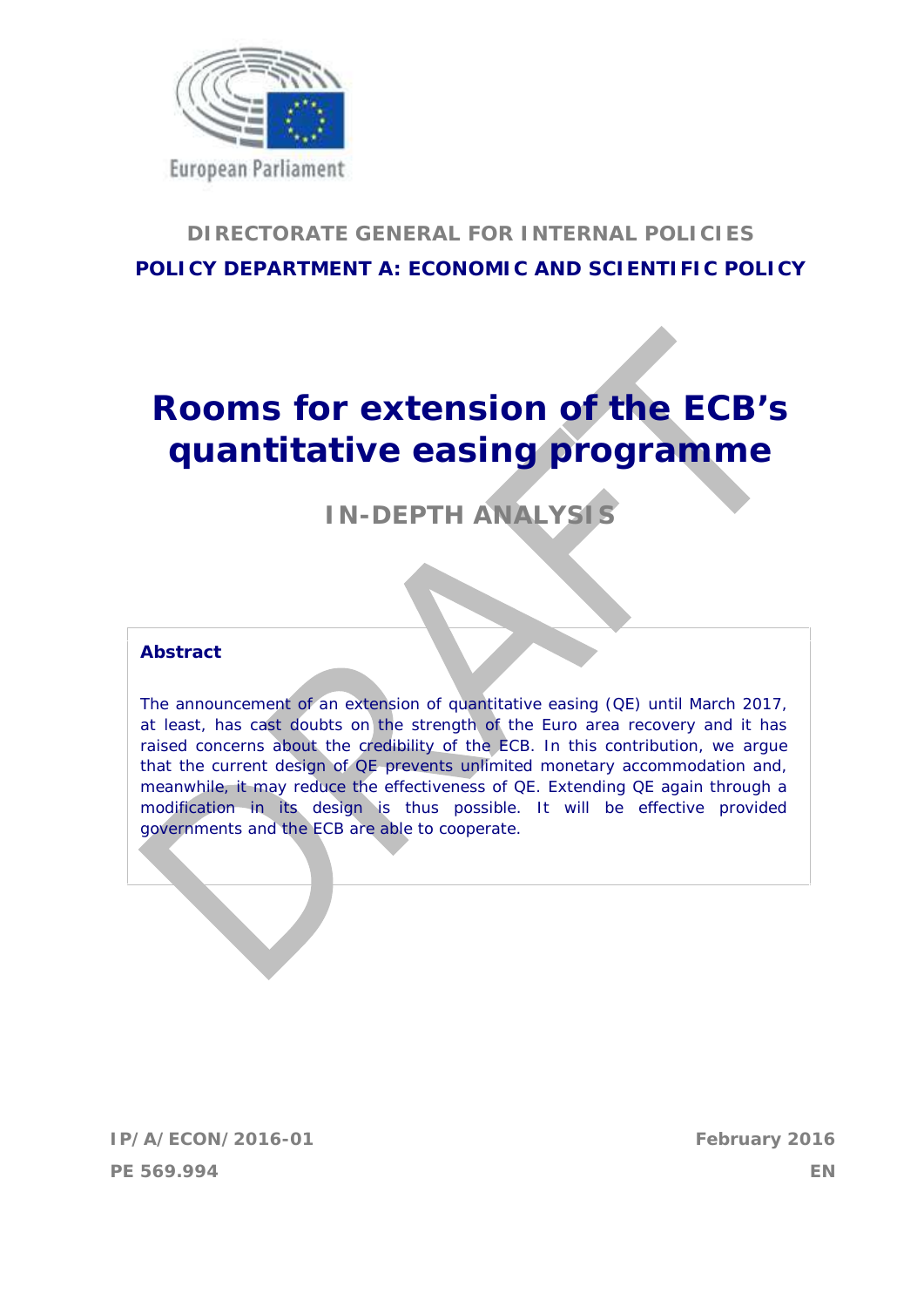DIRECTORATE GENERAL FOR INTERNAL POLICIES

**POLICY DEPARTMENT A: ECONOMIC AND SCIENTIFIC POLICY**

# Rooms for extension of the ECB's quantitative easing programme

## IN-DEPTH ANALYSIS

**Abstract**

The announcement of an extension of quantitative easing (QE) until March 2017, at least, has cast doubts on the strength of the Euro area recovery and it has raised concerns about the credibility of the ECB. In this contribution, we argue that the current design of QE prevents unlimited monetary accommodation and, meanwhile, it may reduce the effectiveness of QE. Extending QE again through a modification in its design is thus possible. It will be effective provided governments and the ECB are able to cooperate.

IP/A/ECON/2016-01 February 2016

PE 569.994 EN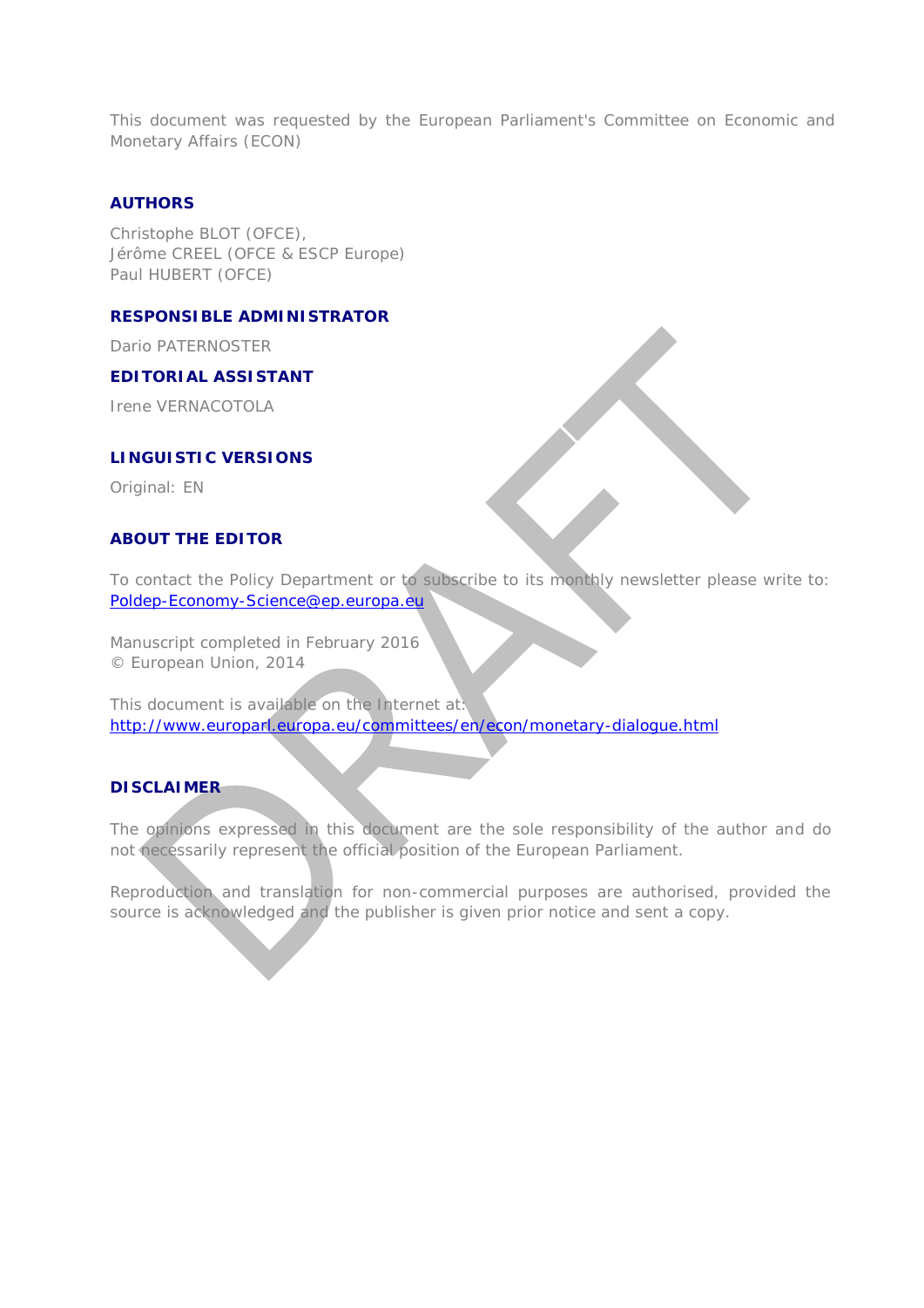This document was requested by the European Parliament's Committee on Economic and Monetary Affairs (ECON)

**AUTHORS**

Christophe BLOT (OFCE),
Jérôme CREEL (OFCE & ESCP Europe)
Paul HUBERT (OFCE)

**RESPONSIBLE ADMINISTRATOR**

Dario PATERNOSTER

**EDITORIAL ASSISTANT**

Irene VERNACOTOLA

**LINGUISTIC VERSIONS**

Original: EN

**ABOUT THE EDITOR**

To contact the Policy Department or to subscribe to its monthly newsletter please write to:
Poldep-Economy-Science@ep.europa.eu

Manuscript completed in February 2016
© European Union, 2014

This document is available on the Internet at:
http://www.europarl.europa.eu/committees/en/econ/monetary-dialogue.html

**DISCLAIMER**

The opinions expressed in this document are the sole responsibility of the author and do not necessarily represent the official position of the European Parliament.

Reproduction and translation for non-commercial purposes are authorised, provided the source is acknowledged and the publisher is given prior notice and sent a copy.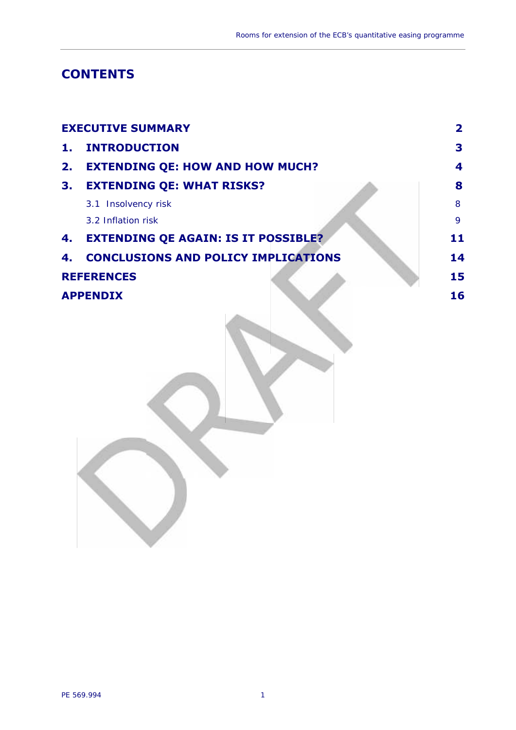# CONTENTS

| | |
|---|---|
| **EXECUTIVE SUMMARY** | **2** |
| **1. INTRODUCTION** | **3** |
| **2. EXTENDING QE: HOW AND HOW MUCH?** | **4** |
| **3. EXTENDING QE: WHAT RISKS?** | **8** |
| 3.1 Insolvency risk | 8 |
| 3.2 Inflation risk | 9 |
| **4. EXTENDING QE AGAIN: IS IT POSSIBLE?** | **11** |
| **4. CONCLUSIONS AND POLICY IMPLICATIONS** | **14** |
| **REFERENCES** | **15** |
| **APPENDIX** | **16** |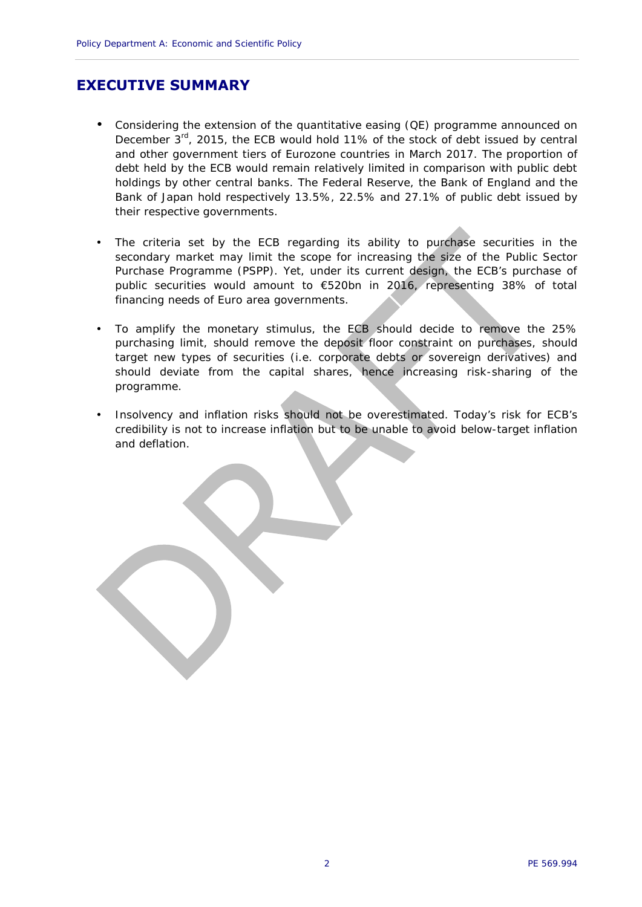## EXECUTIVE SUMMARY

- Considering the extension of the quantitative easing (QE) programme announced on December 3rd, 2015, the ECB would hold 11% of the stock of debt issued by central and other government tiers of Eurozone countries in March 2017. The proportion of debt held by the ECB would remain relatively limited in comparison with public debt holdings by other central banks. The Federal Reserve, the Bank of England and the Bank of Japan hold respectively 13.5%, 22.5% and 27.1% of public debt issued by their respective governments.

- The criteria set by the ECB regarding its ability to purchase securities in the secondary market may limit the scope for increasing the size of the Public Sector Purchase Programme (PSPP). Yet, under its current design, the ECB's purchase of public securities would amount to €520bn in 2016, representing 38% of total financing needs of Euro area governments.

- To amplify the monetary stimulus, the ECB should decide to remove the 25% purchasing limit, should remove the deposit floor constraint on purchases, should target new types of securities (i.e. corporate debts or sovereign derivatives) and should deviate from the capital shares, hence increasing risk-sharing of the programme.

- Insolvency and inflation risks should not be overestimated. Today's risk for ECB's credibility is not to increase inflation but to be unable to avoid below-target inflation and deflation.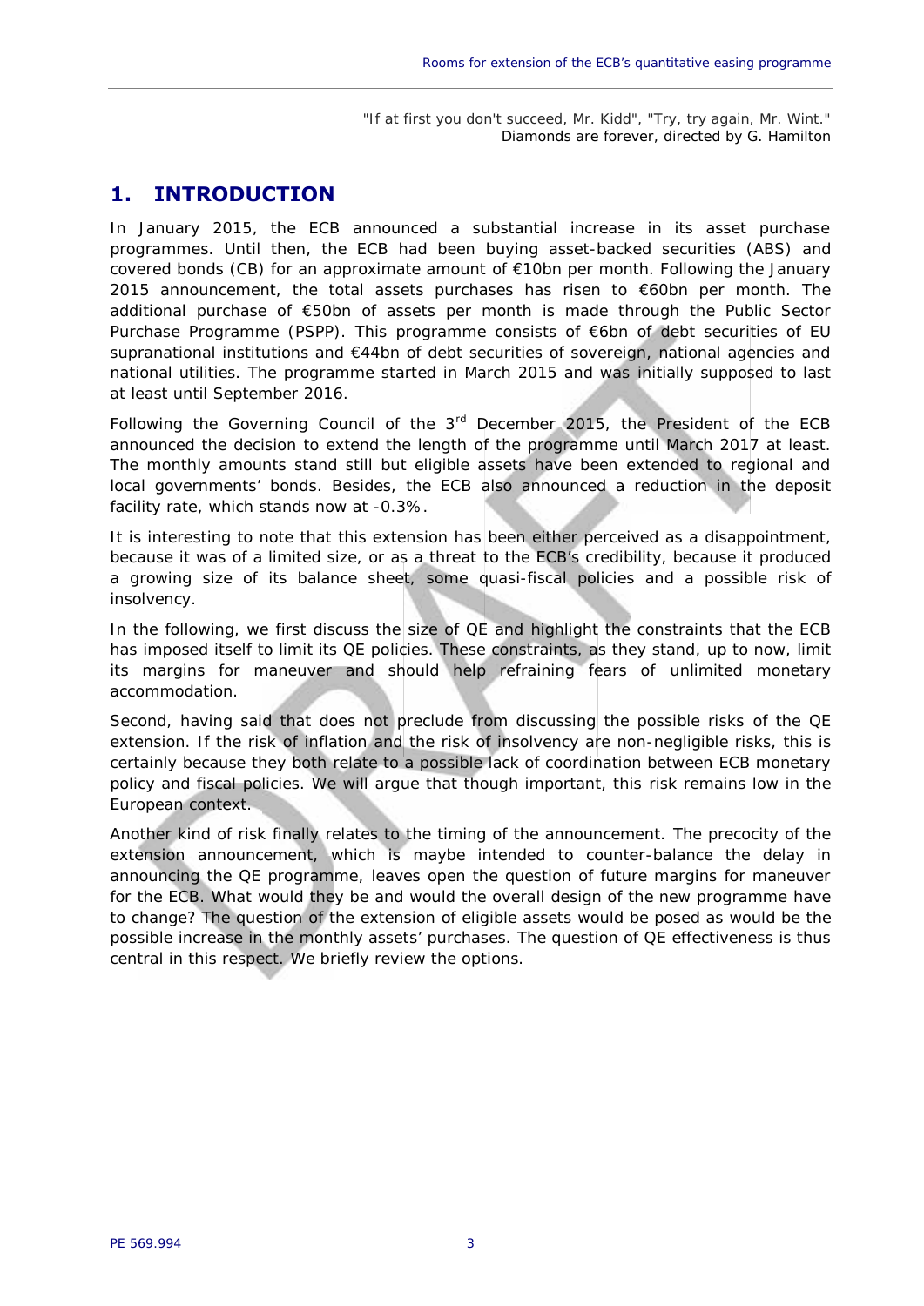"If at first you don't succeed, Mr. Kidd", "Try, try again, Mr. Wint."
Diamonds are forever, directed by G. Hamilton

# 1. INTRODUCTION

In January 2015, the ECB announced a substantial increase in its asset purchase programmes. Until then, the ECB had been buying asset-backed securities (ABS) and covered bonds (CB) for an approximate amount of €10bn per month. Following the January 2015 announcement, the total assets purchases has risen to €60bn per month. The additional purchase of €50bn of assets per month is made through the Public Sector Purchase Programme (PSPP). This programme consists of €6bn of debt securities of EU supranational institutions and €44bn of debt securities of sovereign, national agencies and national utilities. The programme started in March 2015 and was initially supposed to last at least until September 2016.

Following the Governing Council of the 3rd December 2015, the President of the ECB announced the decision to extend the length of the programme until March 2017 at least. The monthly amounts stand still but eligible assets have been extended to regional and local governments' bonds. Besides, the ECB also announced a reduction in the deposit facility rate, which stands now at -0.3%.

It is interesting to note that this extension has been either perceived as a disappointment, because it was of a limited size, or as a threat to the ECB's credibility, because it produced a growing size of its balance sheet, some quasi-fiscal policies and a possible risk of insolvency.

In the following, we first discuss the size of QE and highlight the constraints that the ECB has imposed itself to limit its QE policies. These constraints, as they stand, up to now, limit its margins for maneuver and should help refraining fears of unlimited monetary accommodation.

Second, having said that does not preclude from discussing the possible risks of the QE extension. If the risk of inflation and the risk of insolvency are non-negligible risks, this is certainly because they both relate to a possible lack of coordination between ECB monetary policy and fiscal policies. We will argue that though important, this risk remains low in the European context.

Another kind of risk finally relates to the timing of the announcement. The precocity of the extension announcement, which is maybe intended to counter-balance the delay in announcing the QE programme, leaves open the question of future margins for maneuver for the ECB. What would they be and would the overall design of the new programme have to change? The question of the extension of eligible assets would be posed as would be the possible increase in the monthly assets' purchases. The question of QE effectiveness is thus central in this respect. We briefly review the options.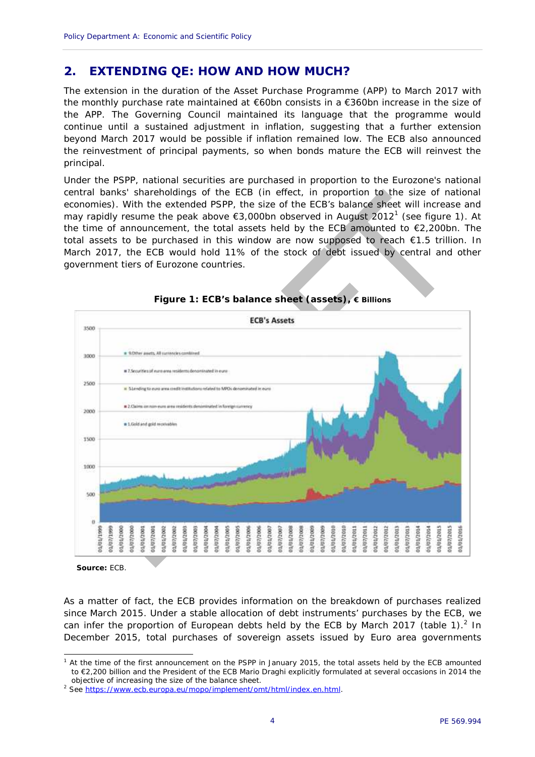## 2. EXTENDING QE: HOW AND HOW MUCH?

The extension in the duration of the Asset Purchase Programme (APP) to March 2017 with the monthly purchase rate maintained at €60bn consists in a €360bn increase in the size of the APP. The Governing Council maintained its language that the programme would continue until a sustained adjustment in inflation, suggesting that a further extension beyond March 2017 would be possible if inflation remained low. The ECB also announced the reinvestment of principal payments, so when bonds mature the ECB will reinvest the principal.

Under the PSPP, national securities are purchased in proportion to the Eurozone's national central banks' shareholdings of the ECB (in effect, in proportion to the size of national economies). With the extended PSPP, the size of the ECB's balance sheet will increase and may rapidly resume the peak above €3,000bn observed in August 2012[1] (see figure 1). At the time of announcement, the total assets held by the ECB amounted to €2,200bn. The total assets to be purchased in this window are now supposed to reach €1.5 trillion. In March 2017, the ECB would hold 11% of the stock of debt issued by central and other government tiers of Eurozone countries.

**Figure 1: ECB's balance sheet (assets), € Billions**

**Source:** ECB.

As a matter of fact, the ECB provides information on the breakdown of purchases realized since March 2015. Under a stable allocation of debt instruments' purchases by the ECB, we can infer the proportion of European debts held by the ECB by March 2017 (table 1).[2] In December 2015, total purchases of sovereign assets issued by Euro area governments

---

[1] At the time of the first announcement on the PSPP in January 2015, the total assets held by the ECB amounted to €2,200 billion and the President of the ECB Mario Draghi explicitly formulated at several occasions in 2014 the objective of increasing the size of the balance sheet.

[2] See https://www.ecb.europa.eu/mopo/implement/omt/html/index.en.html.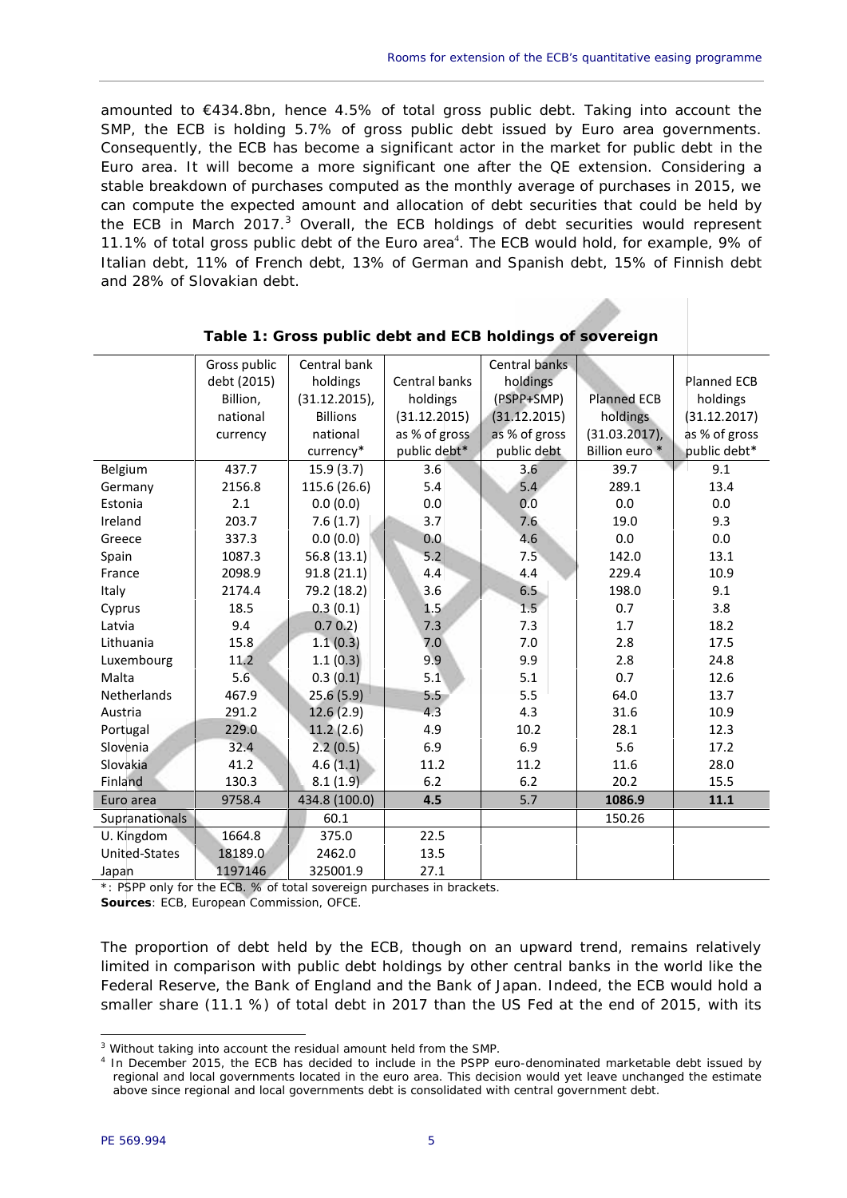amounted to €434.8bn, hence 4.5% of total gross public debt. Taking into account the SMP, the ECB is holding 5.7% of gross public debt issued by Euro area governments. Consequently, the ECB has become a significant actor in the market for public debt in the Euro area. It will become a more significant one after the QE extension. Considering a stable breakdown of purchases computed as the monthly average of purchases in 2015, we can compute the expected amount and allocation of debt securities that could be held by the ECB in March 2017.[3] Overall, the ECB holdings of debt securities would represent 11.1% of total gross public debt of the Euro area[4]. The ECB would hold, for example, 9% of Italian debt, 11% of French debt, 13% of German and Spanish debt, 15% of Finnish debt and 28% of Slovakian debt.

**Table 1: Gross public debt and ECB holdings of sovereign**

| | Gross public debt (2015) Billion, national currency | Central bank holdings (31.12.2015), Billions national currency* | Central banks holdings (31.12.2015) as % of gross public debt* | Central banks holdings (PSPP+SMP) (31.12.2015) as % of gross public debt | Planned ECB holdings (31.03.2017), Billion euro * | Planned ECB holdings (31.12.2017) as % of gross public debt* |
|---|---|---|---|---|---|---|
| Belgium | 437.7 | 15.9 (3.7) | 3.6 | 3.6 | 39.7 | 9.1 |
| Germany | 2156.8 | 115.6 (26.6) | 5.4 | 5.4 | 289.1 | 13.4 |
| Estonia | 2.1 | 0.0 (0.0) | 0.0 | 0.0 | 0.0 | 0.0 |
| Ireland | 203.7 | 7.6 (1.7) | 3.7 | 7.6 | 19.0 | 9.3 |
| Greece | 337.3 | 0.0 (0.0) | 0.0 | 4.6 | 0.0 | 0.0 |
| Spain | 1087.3 | 56.8 (13.1) | 5.2 | 7.5 | 142.0 | 13.1 |
| France | 2098.9 | 91.8 (21.1) | 4.4 | 4.4 | 229.4 | 10.9 |
| Italy | 2174.4 | 79.2 (18.2) | 3.6 | 6.5 | 198.0 | 9.1 |
| Cyprus | 18.5 | 0.3 (0.1) | 1.5 | 1.5 | 0.7 | 3.8 |
| Latvia | 9.4 | 0.7 0.2) | 7.3 | 7.3 | 1.7 | 18.2 |
| Lithuania | 15.8 | 1.1 (0.3) | 7.0 | 7.0 | 2.8 | 17.5 |
| Luxembourg | 11.2 | 1.1 (0.3) | 9.9 | 9.9 | 2.8 | 24.8 |
| Malta | 5.6 | 0.3 (0.1) | 5.1 | 5.1 | 0.7 | 12.6 |
| Netherlands | 467.9 | 25.6 (5.9) | 5.5 | 5.5 | 64.0 | 13.7 |
| Austria | 291.2 | 12.6 (2.9) | 4.3 | 4.3 | 31.6 | 10.9 |
| Portugal | 229.0 | 11.2 (2.6) | 4.9 | 10.2 | 28.1 | 12.3 |
| Slovenia | 32.4 | 2.2 (0.5) | 6.9 | 6.9 | 5.6 | 17.2 |
| Slovakia | 41.2 | 4.6 (1.1) | 11.2 | 11.2 | 11.6 | 28.0 |
| Finland | 130.3 | 8.1 (1.9) | 6.2 | 6.2 | 20.2 | 15.5 |
| Euro area | 9758.4 | 434.8 (100.0) | **4.5** | 5.7 | **1086.9** | **11.1** |
| Supranationals | | 60.1 | | | 150.26 | |
| U. Kingdom | 1664.8 | 375.0 | 22.5 | | | |
| United-States | 18189.0 | 2462.0 | 13.5 | | | |
| Japan | 1197146 | 325001.9 | 27.1 | | | |

*: PSPP only for the ECB. % of total sovereign purchases in brackets.
**Sources**: ECB, European Commission, OFCE.

The proportion of debt held by the ECB, though on an upward trend, remains relatively limited in comparison with public debt holdings by other central banks in the world like the Federal Reserve, the Bank of England and the Bank of Japan. Indeed, the ECB would hold a smaller share (11.1 %) of total debt in 2017 than the US Fed at the end of 2015, with its

[3] Without taking into account the residual amount held from the SMP.

[4] In December 2015, the ECB has decided to include in the PSPP euro-denominated marketable debt issued by regional and local governments located in the euro area. This decision would yet leave unchanged the estimate above since regional and local governments debt is consolidated with central government debt.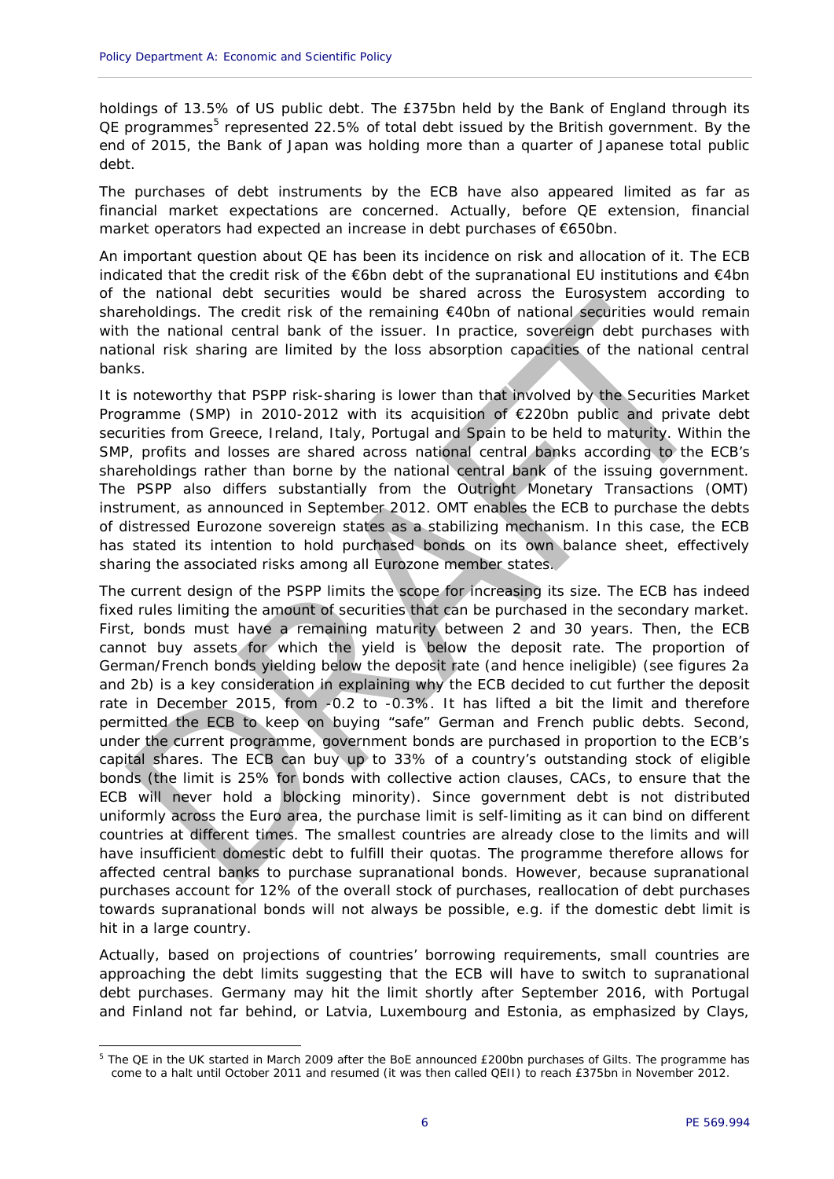holdings of 13.5% of US public debt. The £375bn held by the Bank of England through its QE programmes[5] represented 22.5% of total debt issued by the British government. By the end of 2015, the Bank of Japan was holding more than a quarter of Japanese total public debt.

The purchases of debt instruments by the ECB have also appeared limited as far as financial market expectations are concerned. Actually, before QE extension, financial market operators had expected an increase in debt purchases of €650bn.

An important question about QE has been its incidence on risk and allocation of it. The ECB indicated that the credit risk of the €6bn debt of the supranational EU institutions and €4bn of the national debt securities would be shared across the Eurosystem according to shareholdings. The credit risk of the remaining €40bn of national securities would remain with the national central bank of the issuer. In practice, sovereign debt purchases with national risk sharing are limited by the loss absorption capacities of the national central banks.

It is noteworthy that PSPP risk-sharing is lower than that involved by the Securities Market Programme (SMP) in 2010-2012 with its acquisition of €220bn public and private debt securities from Greece, Ireland, Italy, Portugal and Spain to be held to maturity. Within the SMP, profits and losses are shared across national central banks according to the ECB's shareholdings rather than borne by the national central bank of the issuing government. The PSPP also differs substantially from the Outright Monetary Transactions (OMT) instrument, as announced in September 2012. OMT enables the ECB to purchase the debts of distressed Eurozone sovereign states as a stabilizing mechanism. In this case, the ECB has stated its intention to hold purchased bonds on its own balance sheet, effectively sharing the associated risks among all Eurozone member states.

The current design of the PSPP limits the scope for increasing its size. The ECB has indeed fixed rules limiting the amount of securities that can be purchased in the secondary market. First, bonds must have a remaining maturity between 2 and 30 years. Then, the ECB cannot buy assets for which the yield is below the deposit rate. The proportion of German/French bonds yielding below the deposit rate (and hence ineligible) (see figures 2a and 2b) is a key consideration in explaining why the ECB decided to cut further the deposit rate in December 2015, from -0.2 to -0.3%. It has lifted a bit the limit and therefore permitted the ECB to keep on buying "safe" German and French public debts. Second, under the current programme, government bonds are purchased in proportion to the ECB's capital shares. The ECB can buy up to 33% of a country's outstanding stock of eligible bonds (the limit is 25% for bonds with collective action clauses, CACs, to ensure that the ECB will never hold a blocking minority). Since government debt is not distributed uniformly across the Euro area, the purchase limit is self-limiting as it can bind on different countries at different times. The smallest countries are already close to the limits and will have insufficient domestic debt to fulfill their quotas. The programme therefore allows for affected central banks to purchase supranational bonds. However, because supranational purchases account for 12% of the overall stock of purchases, reallocation of debt purchases towards supranational bonds will not always be possible, e.g. if the domestic debt limit is hit in a large country.

Actually, based on projections of countries' borrowing requirements, small countries are approaching the debt limits suggesting that the ECB will have to switch to supranational debt purchases. Germany may hit the limit shortly after September 2016, with Portugal and Finland not far behind, or Latvia, Luxembourg and Estonia, as emphasized by Clays,

[5] The QE in the UK started in March 2009 after the BoE announced £200bn purchases of Gilts. The programme has come to a halt until October 2011 and resumed (it was then called QEII) to reach £375bn in November 2012.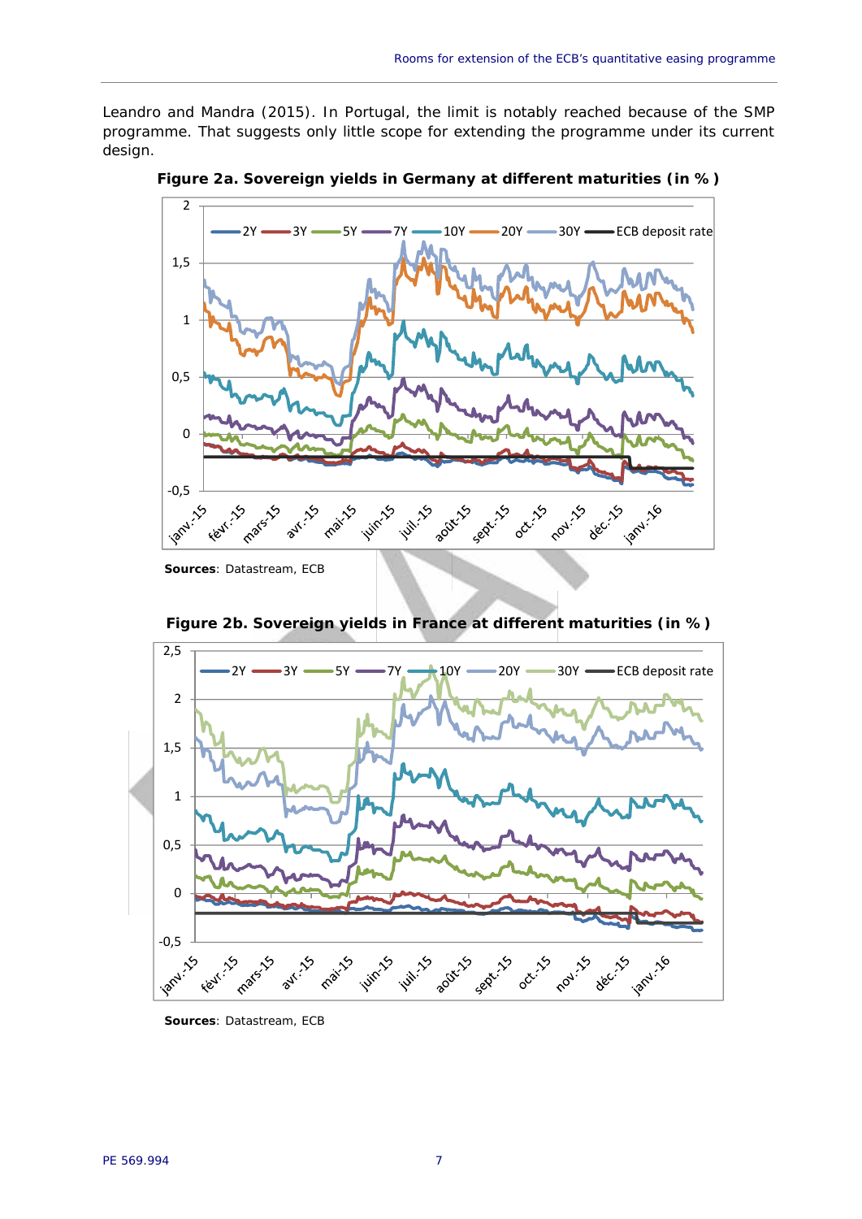Leandro and Mandra (2015). In Portugal, the limit is notably reached because of the SMP programme. That suggests only little scope for extending the programme under its current design.

**Figure 2a. Sovereign yields in Germany at different maturities (in %)**

**Sources**: Datastream, ECB

**Figure 2b. Sovereign yields in France at different maturities (in %)**

**Sources**: Datastream, ECB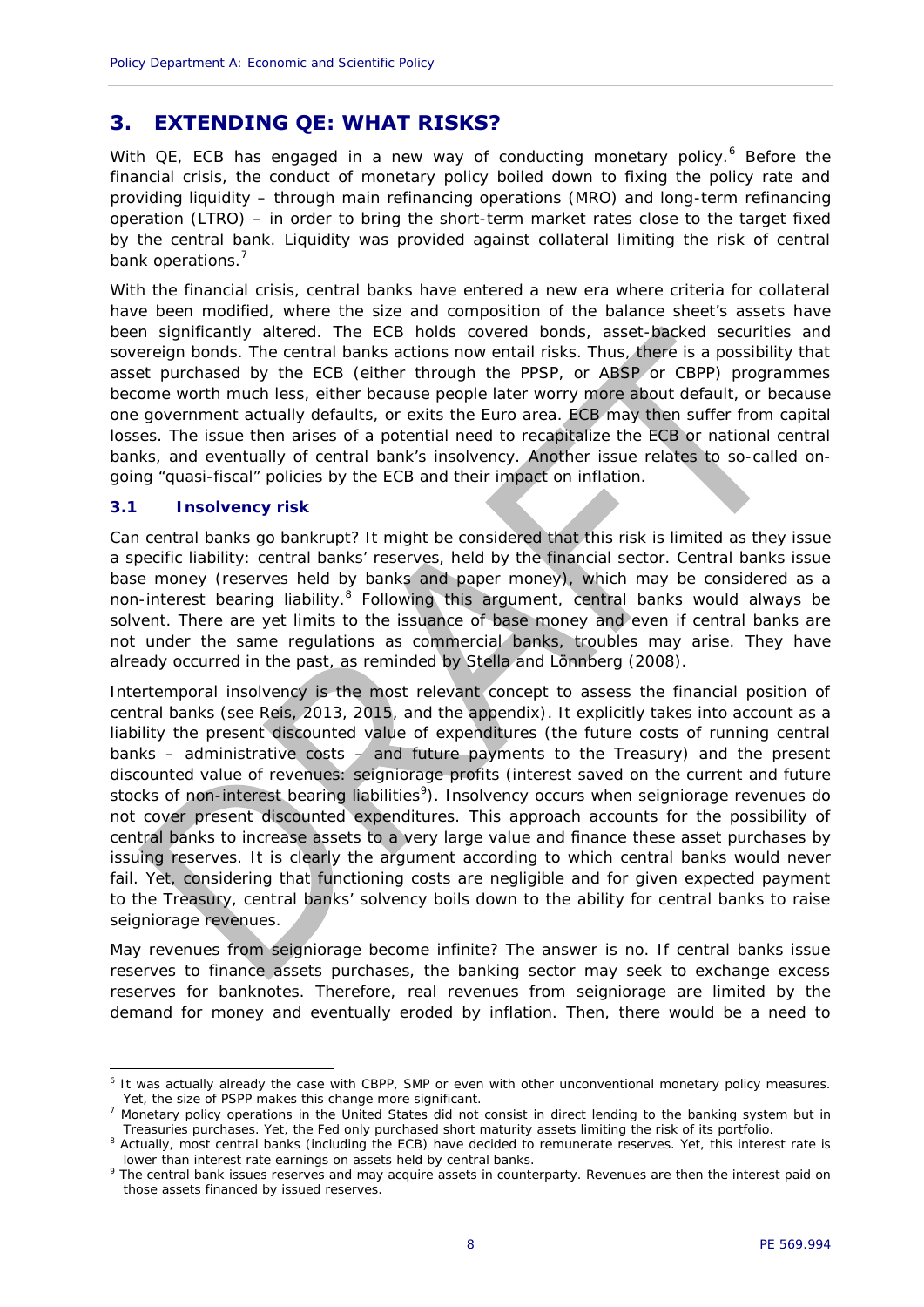## 3. EXTENDING QE: WHAT RISKS?

With QE, ECB has engaged in a new way of conducting monetary policy.[6] Before the financial crisis, the conduct of monetary policy boiled down to fixing the policy rate and providing liquidity – through main refinancing operations (MRO) and long-term refinancing operation (LTRO) – in order to bring the short-term market rates close to the target fixed by the central bank. Liquidity was provided against collateral limiting the risk of central bank operations.[7]

With the financial crisis, central banks have entered a new era where criteria for collateral have been modified, where the size and composition of the balance sheet's assets have been significantly altered. The ECB holds covered bonds, asset-backed securities and sovereign bonds. The central banks actions now entail risks. Thus, there is a possibility that asset purchased by the ECB (either through the PPSP, or ABSP or CBPP) programmes become worth much less, either because people later worry more about default, or because one government actually defaults, or exits the Euro area. ECB may then suffer from capital losses. The issue then arises of a potential need to recapitalize the ECB or national central banks, and eventually of central bank's insolvency. Another issue relates to so-called on-going "quasi-fiscal" policies by the ECB and their impact on inflation.

### 3.1 Insolvency risk

Can central banks go bankrupt? It might be considered that this risk is limited as they issue a specific liability: central banks' reserves, held by the financial sector. Central banks issue base money (reserves held by banks and paper money), which may be considered as a non-interest bearing liability.[8] Following this argument, central banks would always be solvent. There are yet limits to the issuance of base money and even if central banks are not under the same regulations as commercial banks, troubles may arise. They have already occurred in the past, as reminded by Stella and Lönnberg (2008).

Intertemporal insolvency is the most relevant concept to assess the financial position of central banks (see Reis, 2013, 2015, and the appendix). It explicitly takes into account as a liability the present discounted value of expenditures (the future costs of running central banks – administrative costs – and future payments to the Treasury) and the present discounted value of revenues: seigniorage profits (interest saved on the current and future stocks of non-interest bearing liabilities[9]). Insolvency occurs when seigniorage revenues do not cover present discounted expenditures. This approach accounts for the possibility of central banks to increase assets to a very large value and finance these asset purchases by issuing reserves. It is clearly the argument according to which central banks would never fail. Yet, considering that functioning costs are negligible and for given expected payment to the Treasury, central banks' solvency boils down to the ability for central banks to raise seigniorage revenues.

May revenues from seigniorage become infinite? The answer is no. If central banks issue reserves to finance assets purchases, the banking sector may seek to exchange excess reserves for banknotes. Therefore, real revenues from seigniorage are limited by the demand for money and eventually eroded by inflation. Then, there would be a need to

---

[6] It was actually already the case with CBPP, SMP or even with other unconventional monetary policy measures. Yet, the size of PSPP makes this change more significant.

[7] Monetary policy operations in the United States did not consist in direct lending to the banking system but in Treasuries purchases. Yet, the Fed only purchased short maturity assets limiting the risk of its portfolio.

[8] Actually, most central banks (including the ECB) have decided to remunerate reserves. Yet, this interest rate is lower than interest rate earnings on assets held by central banks.

[9] The central bank issues reserves and may acquire assets in counterparty. Revenues are then the interest paid on those assets financed by issued reserves.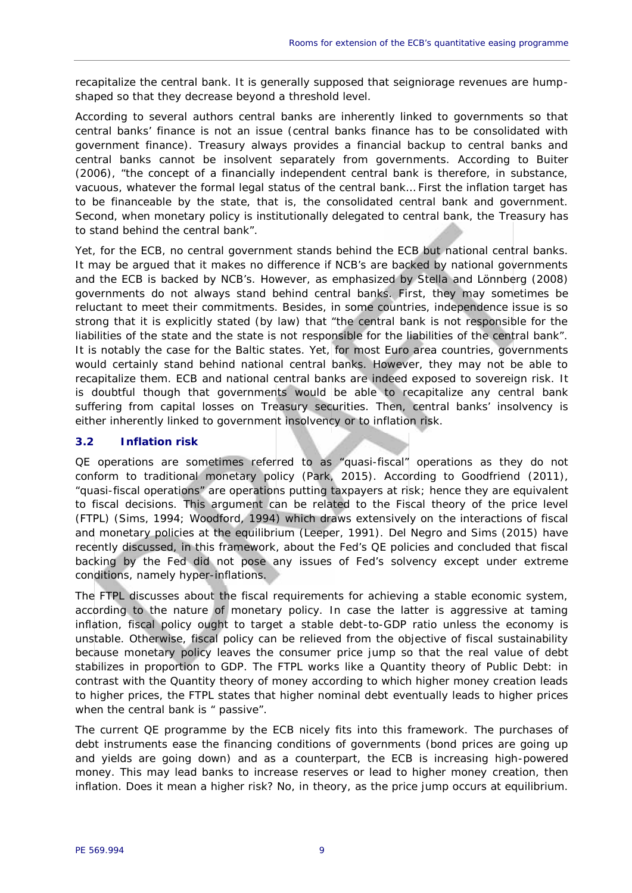recapitalize the central bank. It is generally supposed that seigniorage revenues are hump-shaped so that they decrease beyond a threshold level.

According to several authors central banks are inherently linked to governments so that central banks' finance is not an issue (central banks finance has to be consolidated with government finance). Treasury always provides a financial backup to central banks and central banks cannot be insolvent separately from governments. According to Buiter (2006), "the concept of a financially independent central bank is therefore, in substance, vacuous, whatever the formal legal status of the central bank… First the inflation target has to be financeable by the state, that is, the consolidated central bank and government. Second, when monetary policy is institutionally delegated to central bank, the Treasury has to stand behind the central bank".

Yet, for the ECB, no central government stands behind the ECB but national central banks. It may be argued that it makes no difference if NCB's are backed by national governments and the ECB is backed by NCB's. However, as emphasized by Stella and Lönnberg (2008) governments do not always stand behind central banks. First, they may sometimes be reluctant to meet their commitments. Besides, in some countries, independence issue is so strong that it is explicitly stated (by law) that "the central bank is not responsible for the liabilities of the state and the state is not responsible for the liabilities of the central bank". It is notably the case for the Baltic states. Yet, for most Euro area countries, governments would certainly stand behind national central banks. However, they may not be able to recapitalize them. ECB and national central banks are indeed exposed to sovereign risk. It is doubtful though that governments would be able to recapitalize any central bank suffering from capital losses on Treasury securities. Then, central banks' insolvency is either inherently linked to government insolvency or to inflation risk.

### 3.2 Inflation risk

QE operations are sometimes referred to as "quasi-fiscal" operations as they do not conform to traditional monetary policy (Park, 2015). According to Goodfriend (2011), "quasi-fiscal operations" are operations putting taxpayers at risk; hence they are equivalent to fiscal decisions. This argument can be related to the Fiscal theory of the price level (FTPL) (Sims, 1994; Woodford, 1994) which draws extensively on the interactions of fiscal and monetary policies at the equilibrium (Leeper, 1991). Del Negro and Sims (2015) have recently discussed, in this framework, about the Fed's QE policies and concluded that fiscal backing by the Fed did not pose any issues of Fed's solvency except under extreme conditions, namely hyper-inflations.

The FTPL discusses about the fiscal requirements for achieving a stable economic system, according to the nature of monetary policy. In case the latter is aggressive at taming inflation, fiscal policy ought to target a stable debt-to-GDP ratio unless the economy is unstable. Otherwise, fiscal policy can be relieved from the objective of fiscal sustainability because monetary policy leaves the consumer price jump so that the real value of debt stabilizes in proportion to GDP. The FTPL works like a Quantity theory of Public Debt: in contrast with the Quantity theory of money according to which higher money creation leads to higher prices, the FTPL states that higher nominal debt eventually leads to higher prices when the central bank is " passive".

The current QE programme by the ECB nicely fits into this framework. The purchases of debt instruments ease the financing conditions of governments (bond prices are going up and yields are going down) and as a counterpart, the ECB is increasing high-powered money. This may lead banks to increase reserves or lead to higher money creation, then inflation. Does it mean a higher risk? No, in theory, as the price jump occurs at equilibrium.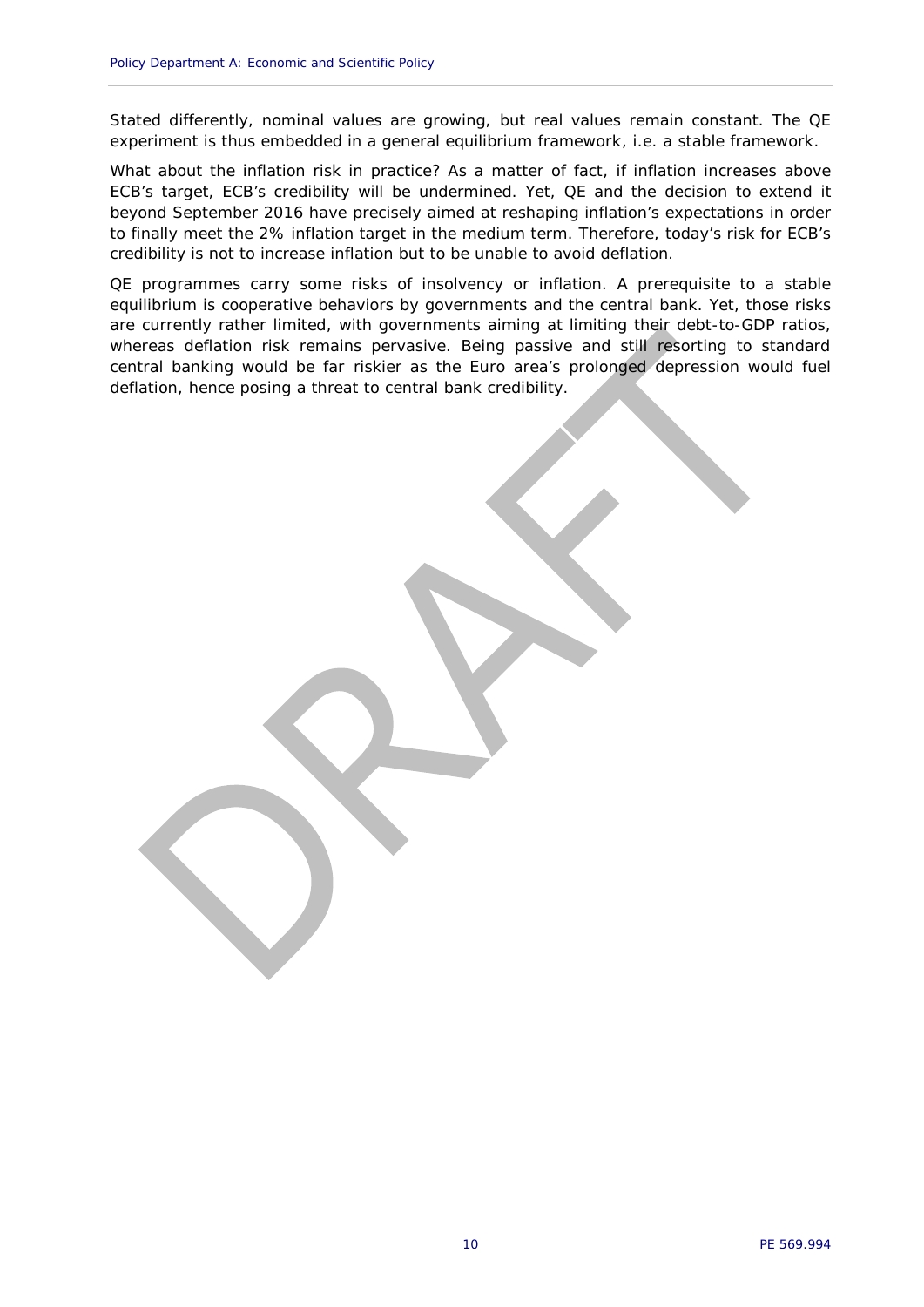Stated differently, nominal values are growing, but real values remain constant. The QE experiment is thus embedded in a general equilibrium framework, i.e. a stable framework.

What about the inflation risk in practice? As a matter of fact, if inflation increases above ECB's target, ECB's credibility will be undermined. Yet, QE and the decision to extend it beyond September 2016 have precisely aimed at reshaping inflation's expectations in order to finally meet the 2% inflation target in the medium term. Therefore, today's risk for ECB's credibility is not to increase inflation but to be unable to avoid deflation.

QE programmes carry some risks of insolvency or inflation. A prerequisite to a stable equilibrium is cooperative behaviors by governments and the central bank. Yet, those risks are currently rather limited, with governments aiming at limiting their debt-to-GDP ratios, whereas deflation risk remains pervasive. Being passive and still resorting to standard central banking would be far riskier as the Euro area's prolonged depression would fuel deflation, hence posing a threat to central bank credibility.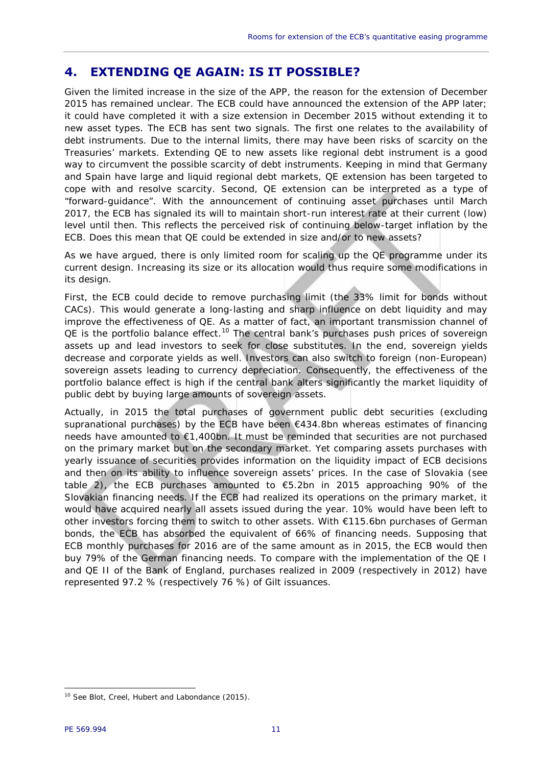## 4. EXTENDING QE AGAIN: IS IT POSSIBLE?

Given the limited increase in the size of the APP, the reason for the extension of December 2015 has remained unclear. The ECB could have announced the extension of the APP later; it could have completed it with a size extension in December 2015 without extending it to new asset types. The ECB has sent two signals. The first one relates to the availability of debt instruments. Due to the internal limits, there may have been risks of scarcity on the Treasuries' markets. Extending QE to new assets like regional debt instrument is a good way to circumvent the possible scarcity of debt instruments. Keeping in mind that Germany and Spain have large and liquid regional debt markets, QE extension has been targeted to cope with and resolve scarcity. Second, QE extension can be interpreted as a type of "forward-guidance". With the announcement of continuing asset purchases until March 2017, the ECB has signaled its will to maintain short-run interest rate at their current (low) level until then. This reflects the perceived risk of continuing below-target inflation by the ECB. Does this mean that QE could be extended in size and/or to new assets?

As we have argued, there is only limited room for scaling up the QE programme under its current design. Increasing its size or its allocation would thus require some modifications in its design.

First, the ECB could decide to remove purchasing limit (the 33% limit for bonds without CACs). This would generate a long-lasting and sharp influence on debt liquidity and may improve the effectiveness of QE. As a matter of fact, an important transmission channel of QE is the portfolio balance effect.[10] The central bank's purchases push prices of sovereign assets up and lead investors to seek for close substitutes. In the end, sovereign yields decrease and corporate yields as well. Investors can also switch to foreign (non-European) sovereign assets leading to currency depreciation. Consequently, the effectiveness of the portfolio balance effect is high if the central bank alters significantly the market liquidity of public debt by buying large amounts of sovereign assets.

Actually, in 2015 the total purchases of government public debt securities (excluding supranational purchases) by the ECB have been €434.8bn whereas estimates of financing needs have amounted to €1,400bn. It must be reminded that securities are not purchased on the primary market but on the secondary market. Yet comparing assets purchases with yearly issuance of securities provides information on the liquidity impact of ECB decisions and then on its ability to influence sovereign assets' prices. In the case of Slovakia (see table 2), the ECB purchases amounted to €5.2bn in 2015 approaching 90% of the Slovakian financing needs. If the ECB had realized its operations on the primary market, it would have acquired nearly all assets issued during the year. 10% would have been left to other investors forcing them to switch to other assets. With €115.6bn purchases of German bonds, the ECB has absorbed the equivalent of 66% of financing needs. Supposing that ECB monthly purchases for 2016 are of the same amount as in 2015, the ECB would then buy 79% of the German financing needs. To compare with the implementation of the QE I and QE II of the Bank of England, purchases realized in 2009 (respectively in 2012) have represented 97.2 % (respectively 76 %) of Gilt issuances.

---

[10] See Blot, Creel, Hubert and Labondance (2015).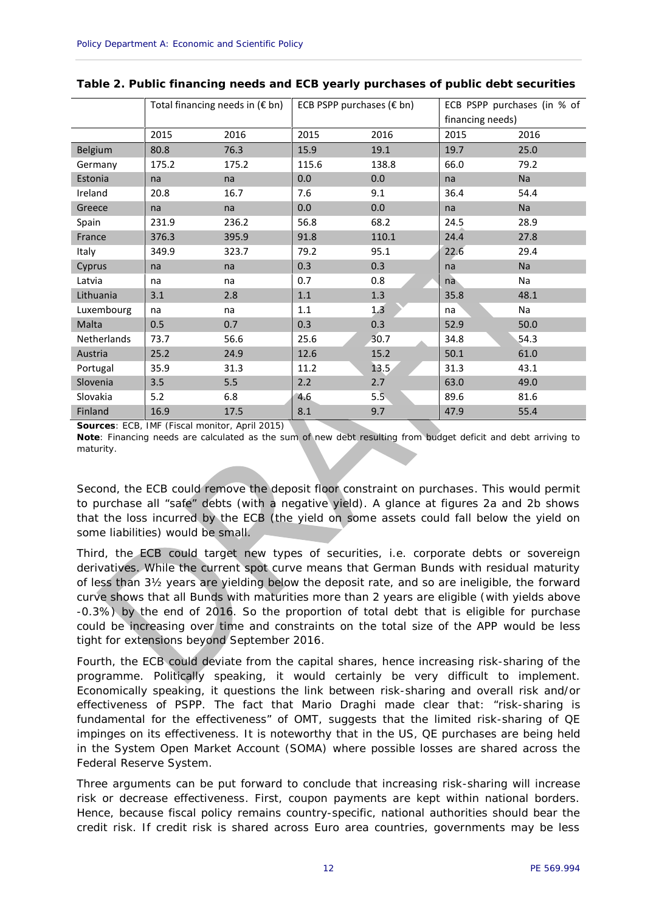**Table 2. Public financing needs and ECB yearly purchases of public debt securities**

| | Total financing needs in (€ bn) | | ECB PSPP purchases (€ bn) | | ECB PSPP purchases (in % of financing needs) | |
|---|---|---|---|---|---|---|
| | 2015 | 2016 | 2015 | 2016 | 2015 | 2016 |
| Belgium | 80.8 | 76.3 | 15.9 | 19.1 | 19.7 | 25.0 |
| Germany | 175.2 | 175.2 | 115.6 | 138.8 | 66.0 | 79.2 |
| Estonia | na | na | 0.0 | 0.0 | na | Na |
| Ireland | 20.8 | 16.7 | 7.6 | 9.1 | 36.4 | 54.4 |
| Greece | na | na | 0.0 | 0.0 | na | Na |
| Spain | 231.9 | 236.2 | 56.8 | 68.2 | 24.5 | 28.9 |
| France | 376.3 | 395.9 | 91.8 | 110.1 | 24.4 | 27.8 |
| Italy | 349.9 | 323.7 | 79.2 | 95.1 | 22.6 | 29.4 |
| Cyprus | na | na | 0.3 | 0.3 | na | Na |
| Latvia | na | na | 0.7 | 0.8 | na | Na |
| Lithuania | 3.1 | 2.8 | 1.1 | 1.3 | 35.8 | 48.1 |
| Luxembourg | na | na | 1.1 | 1.3 | na | Na |
| Malta | 0.5 | 0.7 | 0.3 | 0.3 | 52.9 | 50.0 |
| Netherlands | 73.7 | 56.6 | 25.6 | 30.7 | 34.8 | 54.3 |
| Austria | 25.2 | 24.9 | 12.6 | 15.2 | 50.1 | 61.0 |
| Portugal | 35.9 | 31.3 | 11.2 | 13.5 | 31.3 | 43.1 |
| Slovenia | 3.5 | 5.5 | 2.2 | 2.7 | 63.0 | 49.0 |
| Slovakia | 5.2 | 6.8 | 4.6 | 5.5 | 89.6 | 81.6 |
| Finland | 16.9 | 17.5 | 8.1 | 9.7 | 47.9 | 55.4 |

**Sources**: ECB, IMF (Fiscal monitor, April 2015)

**Note**: Financing needs are calculated as the sum of new debt resulting from budget deficit and debt arriving to maturity.

Second, the ECB could remove the deposit floor constraint on purchases. This would permit to purchase all "safe" debts (with a negative yield). A glance at figures 2a and 2b shows that the loss incurred by the ECB (the yield on some assets could fall below the yield on some liabilities) would be small.

Third, the ECB could target new types of securities, i.e. corporate debts or sovereign derivatives. While the current spot curve means that German Bunds with residual maturity of less than 3½ years are yielding below the deposit rate, and so are ineligible, the forward curve shows that all Bunds with maturities more than 2 years are eligible (with yields above -0.3%) by the end of 2016. So the proportion of total debt that is eligible for purchase could be increasing over time and constraints on the total size of the APP would be less tight for extensions beyond September 2016.

Fourth, the ECB could deviate from the capital shares, hence increasing risk-sharing of the programme. Politically speaking, it would certainly be very difficult to implement. Economically speaking, it questions the link between risk-sharing and overall risk and/or effectiveness of PSPP. The fact that Mario Draghi made clear that: "risk-sharing is fundamental for the effectiveness" of OMT, suggests that the limited risk-sharing of QE impinges on its effectiveness. It is noteworthy that in the US, QE purchases are being held in the System Open Market Account (SOMA) where possible losses are shared across the Federal Reserve System.

Three arguments can be put forward to conclude that increasing risk-sharing will increase risk or decrease effectiveness. First, coupon payments are kept within national borders. Hence, because fiscal policy remains country-specific, national authorities should bear the credit risk. If credit risk is shared across Euro area countries, governments may be less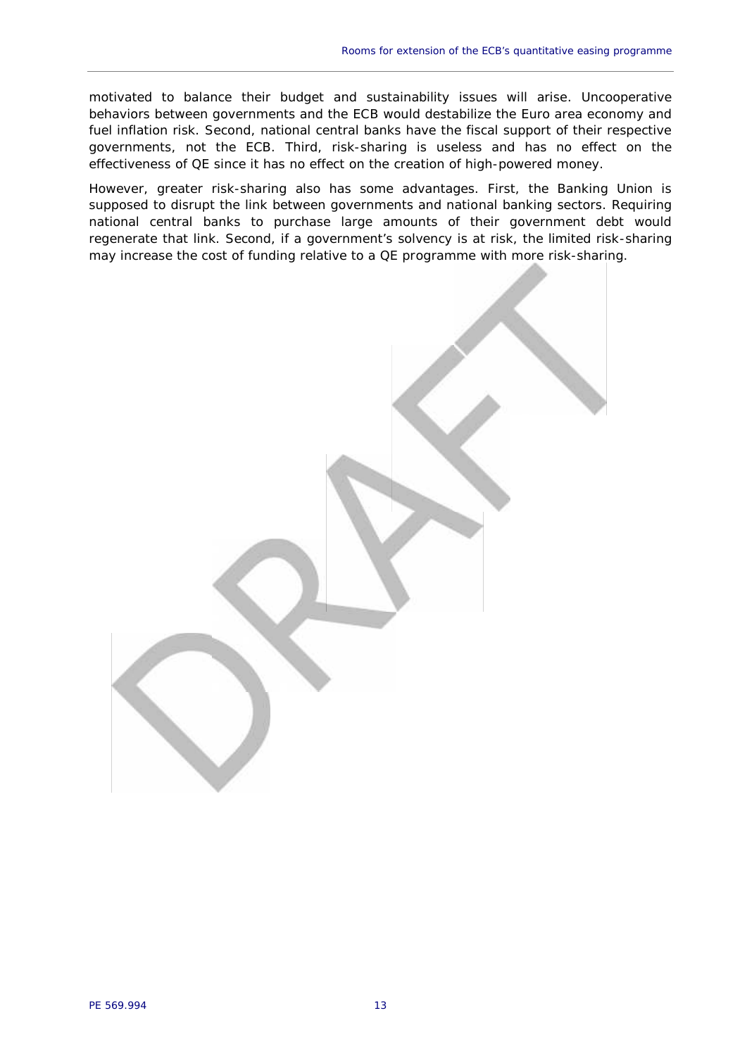motivated to balance their budget and sustainability issues will arise. Uncooperative behaviors between governments and the ECB would destabilize the Euro area economy and fuel inflation risk. Second, national central banks have the fiscal support of their respective governments, not the ECB. Third, risk-sharing is useless and has no effect on the effectiveness of QE since it has no effect on the creation of high-powered money.

However, greater risk-sharing also has some advantages. First, the Banking Union is supposed to disrupt the link between governments and national banking sectors. Requiring national central banks to purchase large amounts of their government debt would regenerate that link. Second, if a government's solvency is at risk, the limited risk-sharing may increase the cost of funding relative to a QE programme with more risk-sharing.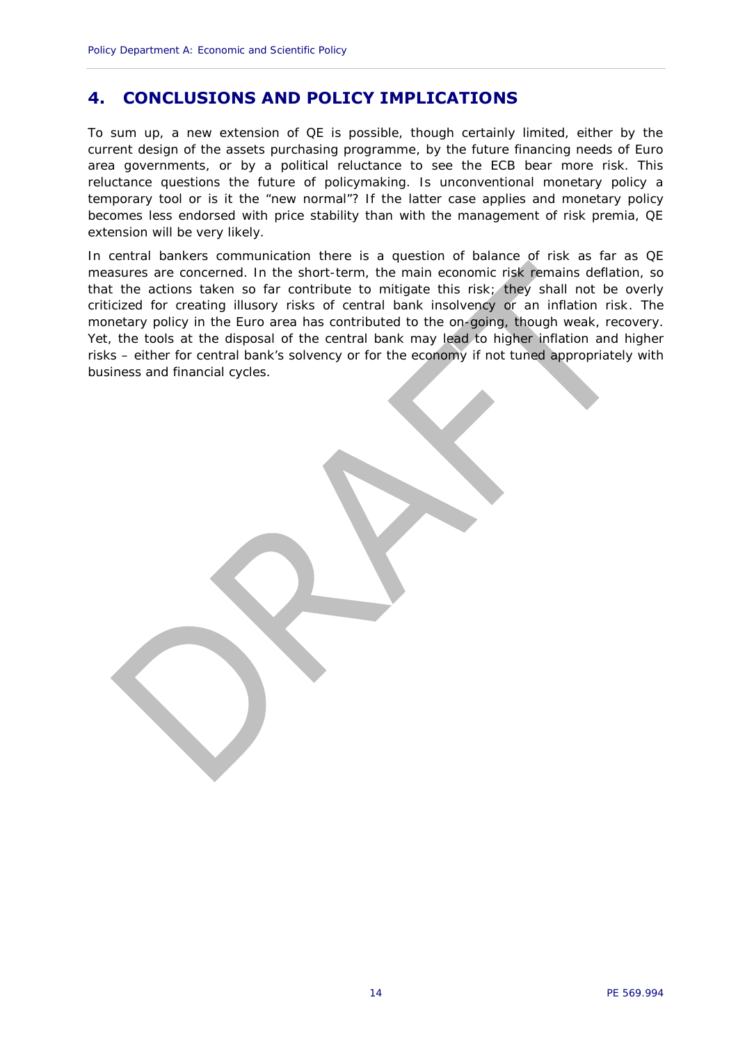## 4. CONCLUSIONS AND POLICY IMPLICATIONS

To sum up, a new extension of QE is possible, though certainly limited, either by the current design of the assets purchasing programme, by the future financing needs of Euro area governments, or by a political reluctance to see the ECB bear more risk. This reluctance questions the future of policymaking. Is unconventional monetary policy a temporary tool or is it the "new normal"? If the latter case applies and monetary policy becomes less endorsed with price stability than with the management of risk premia, QE extension will be very likely.

In central bankers communication there is a question of balance of risk as far as QE measures are concerned. In the short-term, the main economic risk remains deflation, so that the actions taken so far contribute to mitigate this risk; they shall not be overly criticized for creating illusory risks of central bank insolvency or an inflation risk. The monetary policy in the Euro area has contributed to the on-going, though weak, recovery. Yet, the tools at the disposal of the central bank may lead to higher inflation and higher risks – either for central bank's solvency or for the economy if not tuned appropriately with business and financial cycles.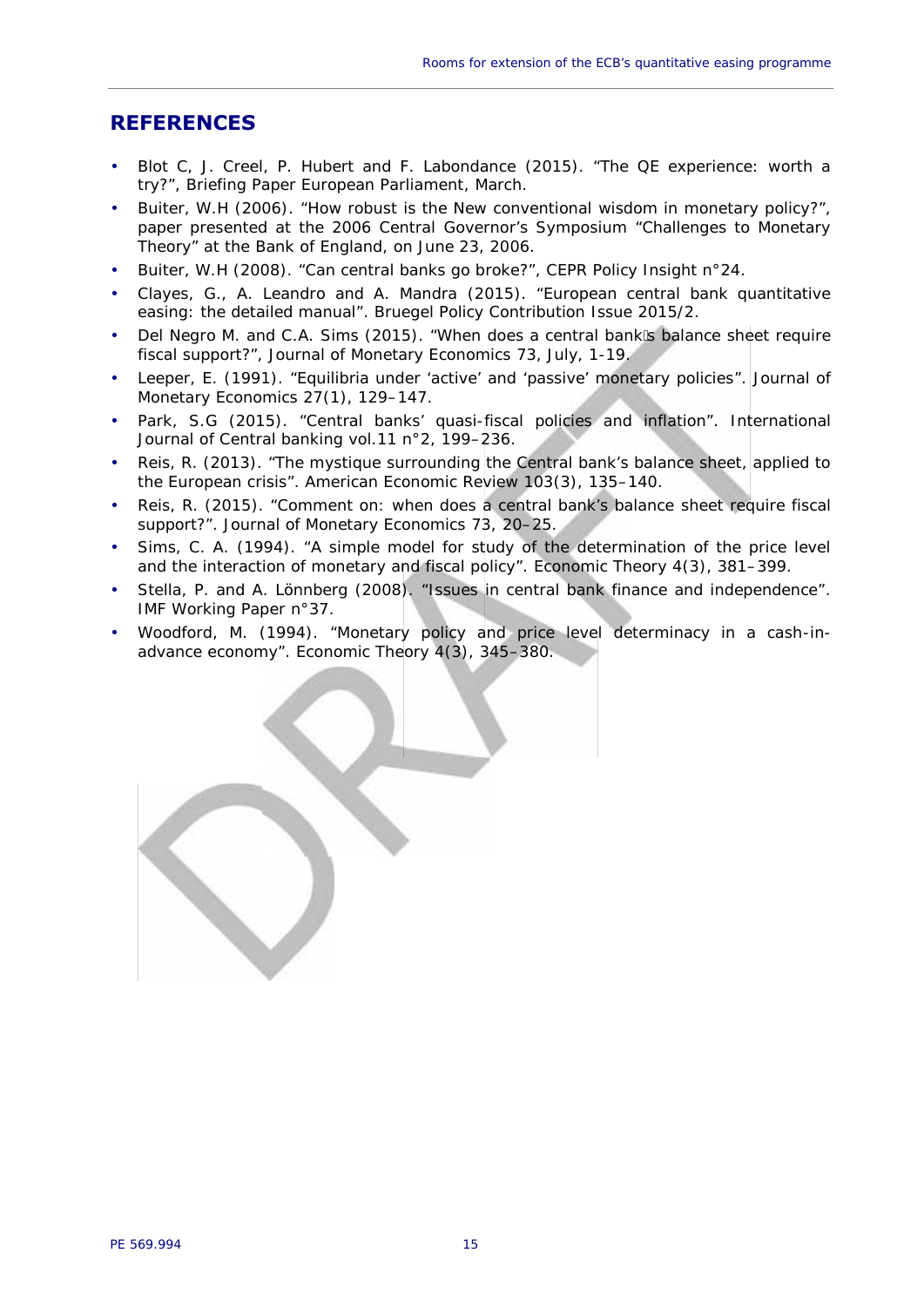## REFERENCES

- Blot C, J. Creel, P. Hubert and F. Labondance (2015). "The QE experience: worth a try?", Briefing Paper European Parliament, March.
- Buiter, W.H (2006). "How robust is the New conventional wisdom in monetary policy?", paper presented at the 2006 Central Governor's Symposium "Challenges to Monetary Theory" at the Bank of England, on June 23, 2006.
- Buiter, W.H (2008). "Can central banks go broke?", CEPR Policy Insight n°24.
- Clayes, G., A. Leandro and A. Mandra (2015). "European central bank quantitative easing: the detailed manual". Bruegel Policy Contribution Issue 2015/2.
- Del Negro M. and C.A. Sims (2015). "When does a central bank's balance sheet require fiscal support?", Journal of Monetary Economics 73, July, 1-19.
- Leeper, E. (1991). "Equilibria under 'active' and 'passive' monetary policies". Journal of Monetary Economics 27(1), 129–147.
- Park, S.G (2015). "Central banks' quasi-fiscal policies and inflation". International Journal of Central banking vol.11 n°2, 199–236.
- Reis, R. (2013). "The mystique surrounding the Central bank's balance sheet, applied to the European crisis". American Economic Review 103(3), 135–140.
- Reis, R. (2015). "Comment on: when does a central bank's balance sheet require fiscal support?". Journal of Monetary Economics 73, 20–25.
- Sims, C. A. (1994). "A simple model for study of the determination of the price level and the interaction of monetary and fiscal policy". Economic Theory 4(3), 381–399.
- Stella, P. and A. Lönnberg (2008). "Issues in central bank finance and independence". IMF Working Paper n°37.
- Woodford, M. (1994). "Monetary policy and price level determinacy in a cash-in-advance economy". Economic Theory 4(3), 345–380.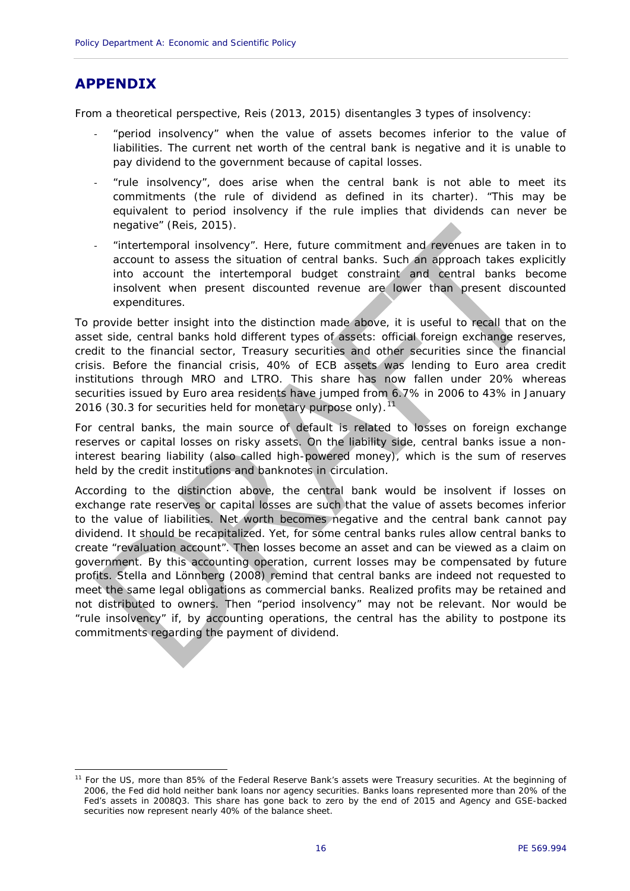# APPENDIX

From a theoretical perspective, Reis (2013, 2015) disentangles 3 types of insolvency:

- "period insolvency" when the value of assets becomes inferior to the value of liabilities. The current net worth of the central bank is negative and it is unable to pay dividend to the government because of capital losses.
- "rule insolvency", does arise when the central bank is not able to meet its commitments (the rule of dividend as defined in its charter). "This may be equivalent to period insolvency if the rule implies that dividends can never be negative" (Reis, 2015).
- "intertemporal insolvency". Here, future commitment and revenues are taken in to account to assess the situation of central banks. Such an approach takes explicitly into account the intertemporal budget constraint and central banks become insolvent when present discounted revenue are lower than present discounted expenditures.

To provide better insight into the distinction made above, it is useful to recall that on the asset side, central banks hold different types of assets: official foreign exchange reserves, credit to the financial sector, Treasury securities and other securities since the financial crisis. Before the financial crisis, 40% of ECB assets was lending to Euro area credit institutions through MRO and LTRO. This share has now fallen under 20% whereas securities issued by Euro area residents have jumped from 6.7% in 2006 to 43% in January 2016 (30.3 for securities held for monetary purpose only).[11]

For central banks, the main source of default is related to losses on foreign exchange reserves or capital losses on risky assets. On the liability side, central banks issue a non-interest bearing liability (also called high-powered money), which is the sum of reserves held by the credit institutions and banknotes in circulation.

According to the distinction above, the central bank would be insolvent if losses on exchange rate reserves or capital losses are such that the value of assets becomes inferior to the value of liabilities. Net worth becomes negative and the central bank cannot pay dividend. It should be recapitalized. Yet, for some central banks rules allow central banks to create "revaluation account". Then losses become an asset and can be viewed as a claim on government. By this accounting operation, current losses may be compensated by future profits. Stella and Lönnberg (2008) remind that central banks are indeed not requested to meet the same legal obligations as commercial banks. Realized profits may be retained and not distributed to owners. Then "period insolvency" may not be relevant. Nor would be "rule insolvency" if, by accounting operations, the central has the ability to postpone its commitments regarding the payment of dividend.

---

[11] For the US, more than 85% of the Federal Reserve Bank's assets were Treasury securities. At the beginning of 2006, the Fed did hold neither bank loans nor agency securities. Banks loans represented more than 20% of the Fed's assets in 2008Q3. This share has gone back to zero by the end of 2015 and Agency and GSE-backed securities now represent nearly 40% of the balance sheet.